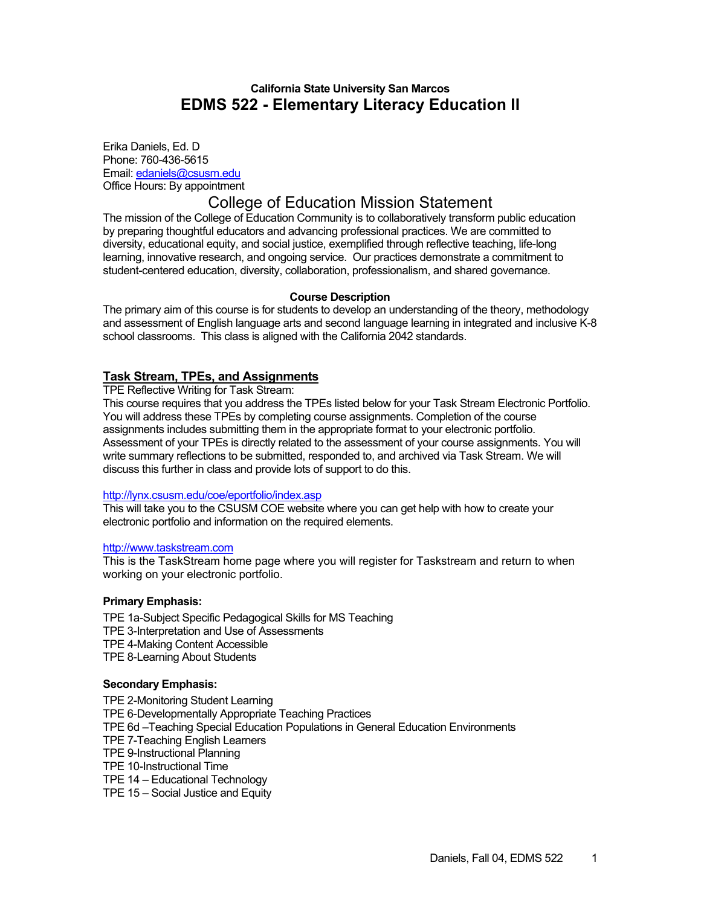**California State University San Marcos**

# EDMS 522 - Elementary Literacy Education II

Erika Daniels, Ed. D
Phone: 760-436-5615
Email: edaniels@csusm.edu
Office Hours: By appointment

## College of Education Mission Statement

The mission of the College of Education Community is to collaboratively transform public education by preparing thoughtful educators and advancing professional practices. We are committed to diversity, educational equity, and social justice, exemplified through reflective teaching, life-long learning, innovative research, and ongoing service. Our practices demonstrate a commitment to student-centered education, diversity, collaboration, professionalism, and shared governance.

**Course Description**

The primary aim of this course is for students to develop an understanding of the theory, methodology and assessment of English language arts and second language learning in integrated and inclusive K-8 school classrooms. This class is aligned with the California 2042 standards.

### Task Stream, TPEs, and Assignments

TPE Reflective Writing for Task Stream:
This course requires that you address the TPEs listed below for your Task Stream Electronic Portfolio. You will address these TPEs by completing course assignments. Completion of the course assignments includes submitting them in the appropriate format to your electronic portfolio. Assessment of your TPEs is directly related to the assessment of your course assignments. You will write summary reflections to be submitted, responded to, and archived via Task Stream. We will discuss this further in class and provide lots of support to do this.

http://lynx.csusm.edu/coe/eportfolio/index.asp
This will take you to the CSUSM COE website where you can get help with how to create your electronic portfolio and information on the required elements.

http://www.taskstream.com
This is the TaskStream home page where you will register for Taskstream and return to when working on your electronic portfolio.

**Primary Emphasis:**

TPE 1a-Subject Specific Pedagogical Skills for MS Teaching
TPE 3-Interpretation and Use of Assessments
TPE 4-Making Content Accessible
TPE 8-Learning About Students

**Secondary Emphasis:**

TPE 2-Monitoring Student Learning
TPE 6-Developmentally Appropriate Teaching Practices
TPE 6d –Teaching Special Education Populations in General Education Environments
TPE 7-Teaching English Learners
TPE 9-Instructional Planning
TPE 10-Instructional Time
TPE 14 – Educational Technology
TPE 15 – Social Justice and Equity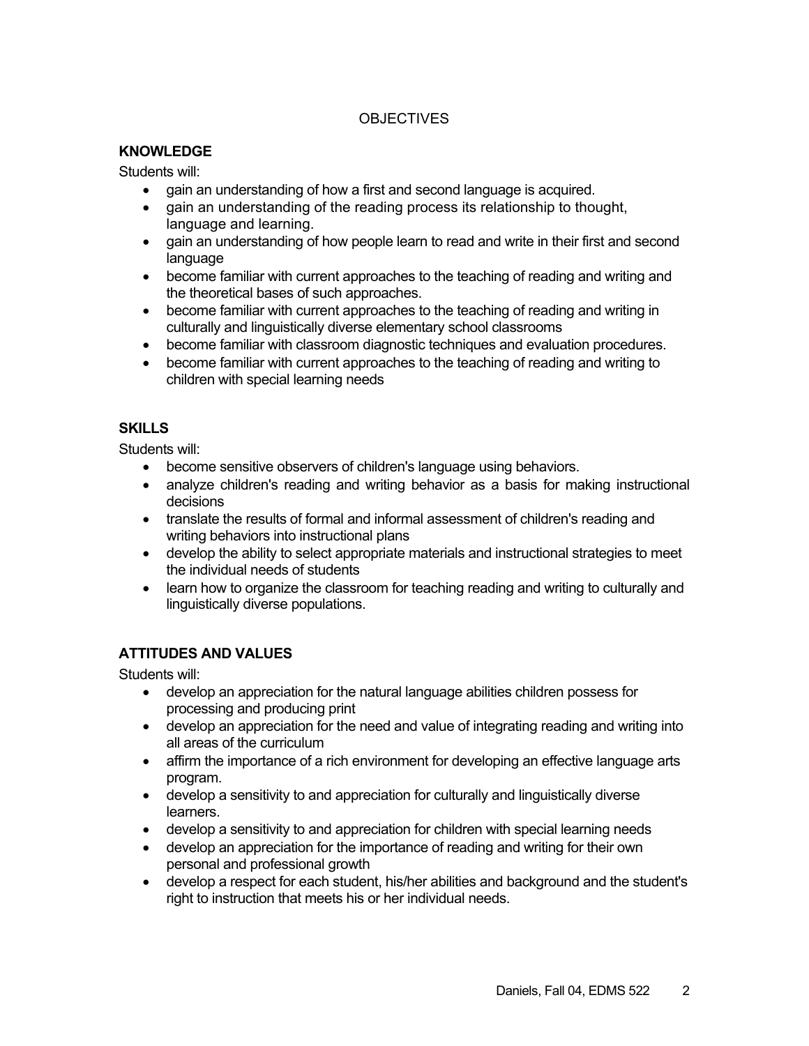## OBJECTIVES

### KNOWLEDGE

Students will:

- gain an understanding of how a first and second language is acquired.
- gain an understanding of the reading process its relationship to thought, language and learning.
- gain an understanding of how people learn to read and write in their first and second language
- become familiar with current approaches to the teaching of reading and writing and the theoretical bases of such approaches.
- become familiar with current approaches to the teaching of reading and writing in culturally and linguistically diverse elementary school classrooms
- become familiar with classroom diagnostic techniques and evaluation procedures.
- become familiar with current approaches to the teaching of reading and writing to children with special learning needs

### SKILLS

Students will:

- become sensitive observers of children's language using behaviors.
- analyze children's reading and writing behavior as a basis for making instructional decisions
- translate the results of formal and informal assessment of children's reading and writing behaviors into instructional plans
- develop the ability to select appropriate materials and instructional strategies to meet the individual needs of students
- learn how to organize the classroom for teaching reading and writing to culturally and linguistically diverse populations.

### ATTITUDES AND VALUES

Students will:

- develop an appreciation for the natural language abilities children possess for processing and producing print
- develop an appreciation for the need and value of integrating reading and writing into all areas of the curriculum
- affirm the importance of a rich environment for developing an effective language arts program.
- develop a sensitivity to and appreciation for culturally and linguistically diverse learners.
- develop a sensitivity to and appreciation for children with special learning needs
- develop an appreciation for the importance of reading and writing for their own personal and professional growth
- develop a respect for each student, his/her abilities and background and the student's right to instruction that meets his or her individual needs.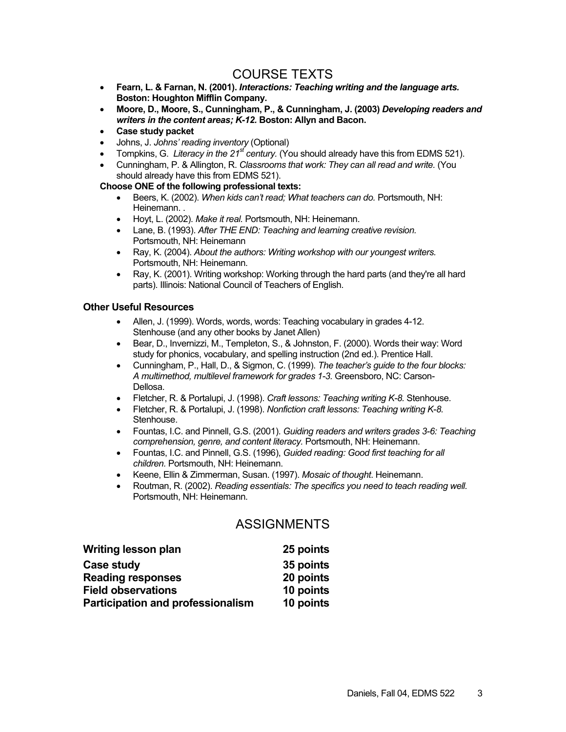## COURSE TEXTS

- **Fearn, L. & Farnan, N. (2001).** ***Interactions: Teaching writing and the language arts.*** **Boston: Houghton Mifflin Company.**
- **Moore, D., Moore, S., Cunningham, P., & Cunningham, J. (2003)** ***Developing readers and writers in the content areas; K-12.*** **Boston: Allyn and Bacon.**
- **Case study packet**
- Johns, J. *Johns' reading inventory* (Optional)
- Tompkins, G. *Literacy in the 21st century.* (You should already have this from EDMS 521).
- Cunningham, P. & Allington, R. *Classrooms that work: They can all read and write.* (You should already have this from EDMS 521).

**Choose ONE of the following professional texts:**

- Beers, K. (2002). *When kids can't read; What teachers can do.* Portsmouth, NH: Heinemann. .
- Hoyt, L. (2002). *Make it real.* Portsmouth, NH: Heinemann.
- Lane, B. (1993). *After THE END: Teaching and learning creative revision.* Portsmouth, NH: Heinemann
- Ray, K. (2004). *About the authors: Writing workshop with our youngest writers.* Portsmouth, NH: Heinemann.
- Ray, K. (2001). Writing workshop: Working through the hard parts (and they're all hard parts). Illinois: National Council of Teachers of English.

### Other Useful Resources

- Allen, J. (1999). Words, words, words: Teaching vocabulary in grades 4-12. Stenhouse (and any other books by Janet Allen)
- Bear, D., Invernizzi, M., Templeton, S., & Johnston, F. (2000). Words their way: Word study for phonics, vocabulary, and spelling instruction (2nd ed.). Prentice Hall.
- Cunningham, P., Hall, D., & Sigmon, C. (1999). *The teacher's guide to the four blocks: A multimethod, multilevel framework for grades 1-3.* Greensboro, NC: Carson-Dellosa.
- Fletcher, R. & Portalupi, J. (1998). *Craft lessons: Teaching writing K-8.* Stenhouse.
- Fletcher, R. & Portalupi, J. (1998). *Nonfiction craft lessons: Teaching writing K-8.* Stenhouse.
- Fountas, I.C. and Pinnell, G.S. (2001). *Guiding readers and writers grades 3-6: Teaching comprehension, genre, and content literacy.* Portsmouth, NH: Heinemann.
- Fountas, I.C. and Pinnell, G.S. (1996), *Guided reading: Good first teaching for all children.* Portsmouth, NH: Heinemann.
- Keene, Ellin & Zimmerman, Susan. (1997). *Mosaic of thought*. Heinemann.
- Routman, R. (2002). *Reading essentials: The specifics you need to teach reading well.* Portsmouth, NH: Heinemann.

## ASSIGNMENTS

| Assignment | Points |
|---|---|
| **Writing lesson plan** | **25 points** |
| **Case study** | **35 points** |
| **Reading responses** | **20 points** |
| **Field observations** | **10 points** |
| **Participation and professionalism** | **10 points** |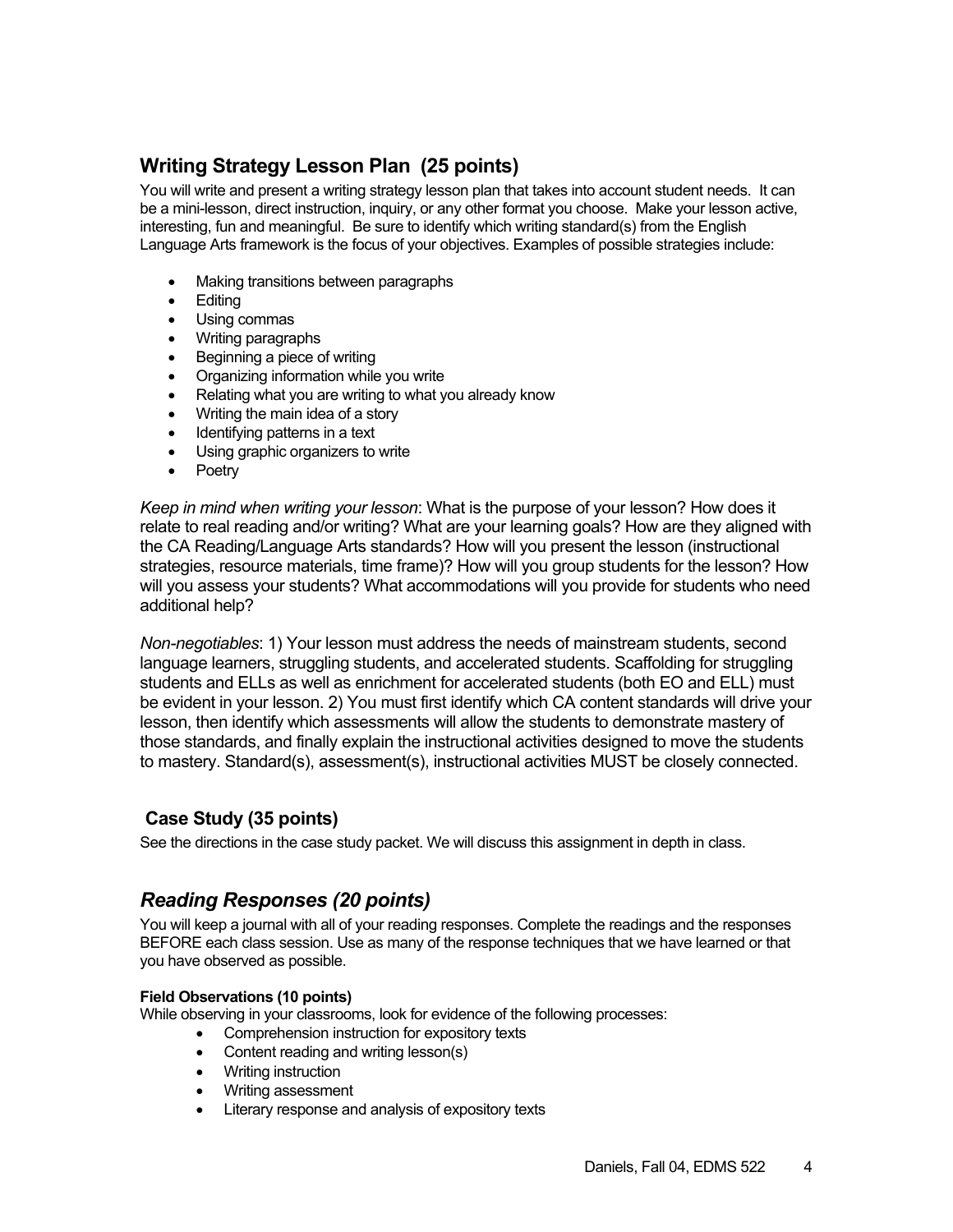## Writing Strategy Lesson Plan (25 points)

You will write and present a writing strategy lesson plan that takes into account student needs. It can be a mini-lesson, direct instruction, inquiry, or any other format you choose. Make your lesson active, interesting, fun and meaningful. Be sure to identify which writing standard(s) from the English Language Arts framework is the focus of your objectives. Examples of possible strategies include:

- Making transitions between paragraphs
- Editing
- Using commas
- Writing paragraphs
- Beginning a piece of writing
- Organizing information while you write
- Relating what you are writing to what you already know
- Writing the main idea of a story
- Identifying patterns in a text
- Using graphic organizers to write
- Poetry

*Keep in mind when writing your lesson*: What is the purpose of your lesson? How does it relate to real reading and/or writing? What are your learning goals? How are they aligned with the CA Reading/Language Arts standards? How will you present the lesson (instructional strategies, resource materials, time frame)? How will you group students for the lesson? How will you assess your students? What accommodations will you provide for students who need additional help?

*Non-negotiables*: 1) Your lesson must address the needs of mainstream students, second language learners, struggling students, and accelerated students. Scaffolding for struggling students and ELLs as well as enrichment for accelerated students (both EO and ELL) must be evident in your lesson. 2) You must first identify which CA content standards will drive your lesson, then identify which assessments will allow the students to demonstrate mastery of those standards, and finally explain the instructional activities designed to move the students to mastery. Standard(s), assessment(s), instructional activities MUST be closely connected.

## Case Study (35 points)

See the directions in the case study packet. We will discuss this assignment in depth in class.

## *Reading Responses (20 points)*

You will keep a journal with all of your reading responses. Complete the readings and the responses BEFORE each class session. Use as many of the response techniques that we have learned or that you have observed as possible.

#### Field Observations (10 points)

While observing in your classrooms, look for evidence of the following processes:

- Comprehension instruction for expository texts
- Content reading and writing lesson(s)
- Writing instruction
- Writing assessment
- Literary response and analysis of expository texts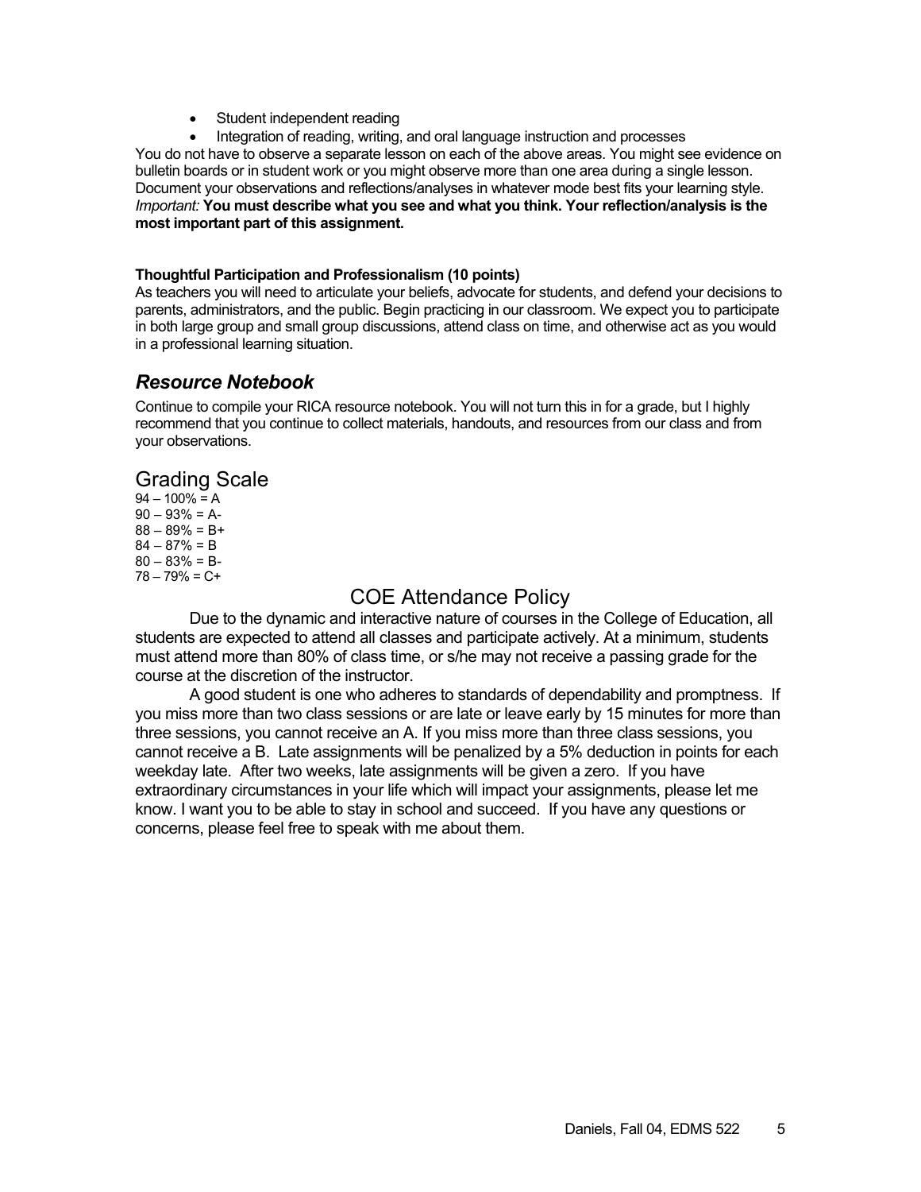- Student independent reading
- Integration of reading, writing, and oral language instruction and processes

You do not have to observe a separate lesson on each of the above areas. You might see evidence on bulletin boards or in student work or you might observe more than one area during a single lesson. Document your observations and reflections/analyses in whatever mode best fits your learning style. *Important:* **You must describe what you see and what you think. Your reflection/analysis is the most important part of this assignment.**

**Thoughtful Participation and Professionalism (10 points)**

As teachers you will need to articulate your beliefs, advocate for students, and defend your decisions to parents, administrators, and the public. Begin practicing in our classroom. We expect you to participate in both large group and small group discussions, attend class on time, and otherwise act as you would in a professional learning situation.

## *Resource Notebook*

Continue to compile your RICA resource notebook. You will not turn this in for a grade, but I highly recommend that you continue to collect materials, handouts, and resources from our class and from your observations.

## Grading Scale

94 – 100% = A
90 – 93% = A-
88 – 89% = B+
84 – 87% = B
80 – 83% = B-
78 – 79% = C+

## COE Attendance Policy

Due to the dynamic and interactive nature of courses in the College of Education, all students are expected to attend all classes and participate actively. At a minimum, students must attend more than 80% of class time, or s/he may not receive a passing grade for the course at the discretion of the instructor.

A good student is one who adheres to standards of dependability and promptness. If you miss more than two class sessions or are late or leave early by 15 minutes for more than three sessions, you cannot receive an A. If you miss more than three class sessions, you cannot receive a B. Late assignments will be penalized by a 5% deduction in points for each weekday late. After two weeks, late assignments will be given a zero. If you have extraordinary circumstances in your life which will impact your assignments, please let me know. I want you to be able to stay in school and succeed. If you have any questions or concerns, please feel free to speak with me about them.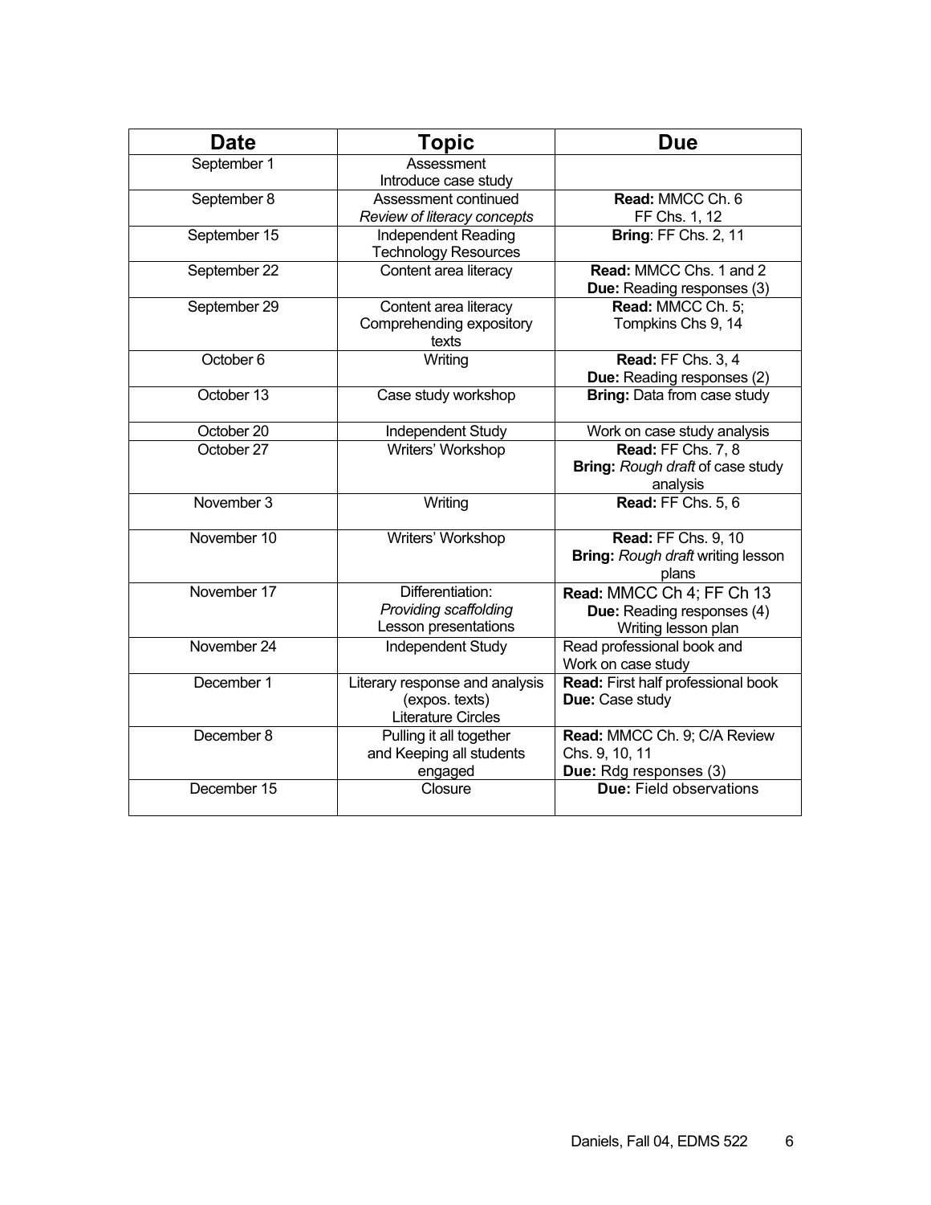| Date | Topic | Due |
|---|---|---|
| September 1 | Assessment<br>Introduce case study | |
| September 8 | Assessment continued<br>*Review of literacy concepts* | **Read:** MMCC Ch. 6<br>FF Chs. 1, 12 |
| September 15 | Independent Reading<br>Technology Resources | **Bring**: FF Chs. 2, 11 |
| September 22 | Content area literacy | **Read:** MMCC Chs. 1 and 2<br>**Due:** Reading responses (3) |
| September 29 | Content area literacy<br>Comprehending expository texts | **Read:** MMCC Ch. 5;<br>Tompkins Chs 9, 14 |
| October 6 | Writing | **Read:** FF Chs. 3, 4<br>**Due:** Reading responses (2) |
| October 13 | Case study workshop | **Bring:** Data from case study |
| October 20 | Independent Study | Work on case study analysis |
| October 27 | Writers' Workshop | **Read:** FF Chs. 7, 8<br>**Bring:** *Rough draft* of case study analysis |
| November 3 | Writing | **Read:** FF Chs. 5, 6 |
| November 10 | Writers' Workshop | **Read:** FF Chs. 9, 10<br>**Bring:** *Rough draft* writing lesson plans |
| November 17 | Differentiation:<br>*Providing scaffolding*<br>Lesson presentations | **Read:** MMCC Ch 4; FF Ch 13<br>**Due:** Reading responses (4)<br>Writing lesson plan |
| November 24 | Independent Study | Read professional book and<br>Work on case study |
| December 1 | Literary response and analysis (expos. texts)<br>Literature Circles | **Read:** First half professional book<br>**Due:** Case study |
| December 8 | Pulling it all together and Keeping all students engaged | **Read:** MMCC Ch. 9; C/A Review Chs. 9, 10, 11<br>**Due:** Rdg responses (3) |
| December 15 | Closure | **Due:** Field observations |